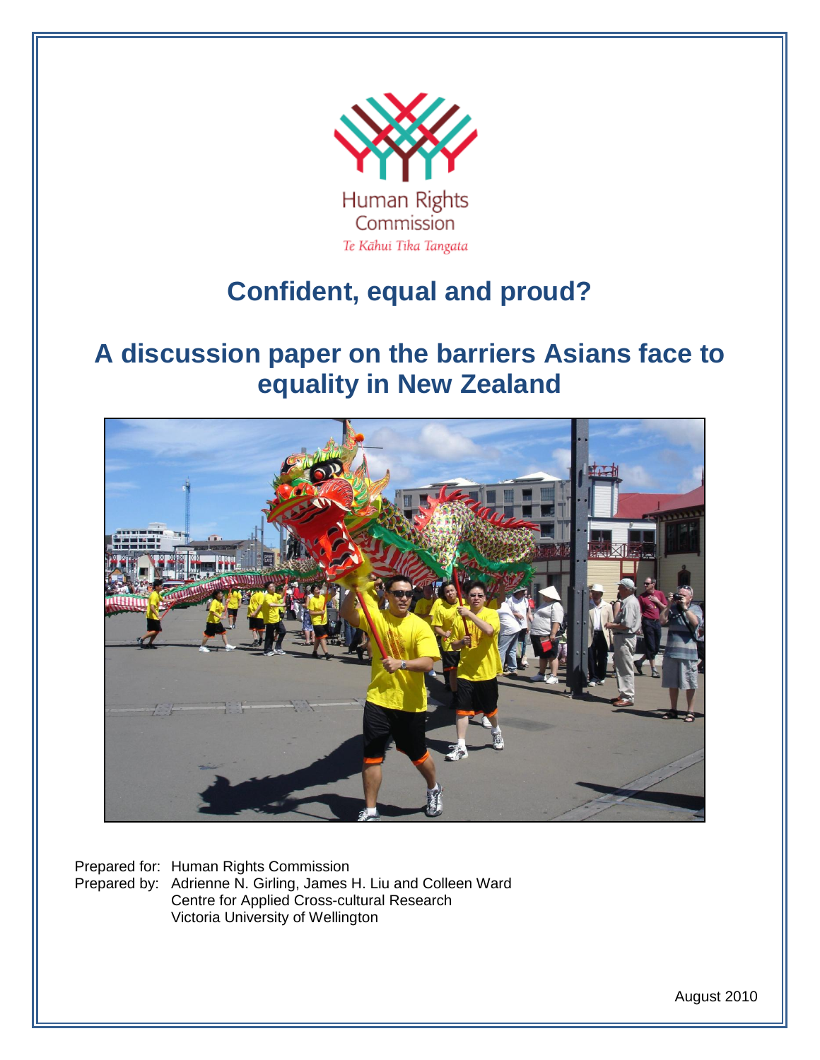Human Rights Commission

*Te Kāhui Tika Tangata*

# Confident, equal and proud?

## A discussion paper on the barriers Asians face to equality in New Zealand

Prepared for: Human Rights Commission

Prepared by: Adrienne N. Girling, James H. Liu and Colleen Ward
Centre for Applied Cross-cultural Research
Victoria University of Wellington

August 2010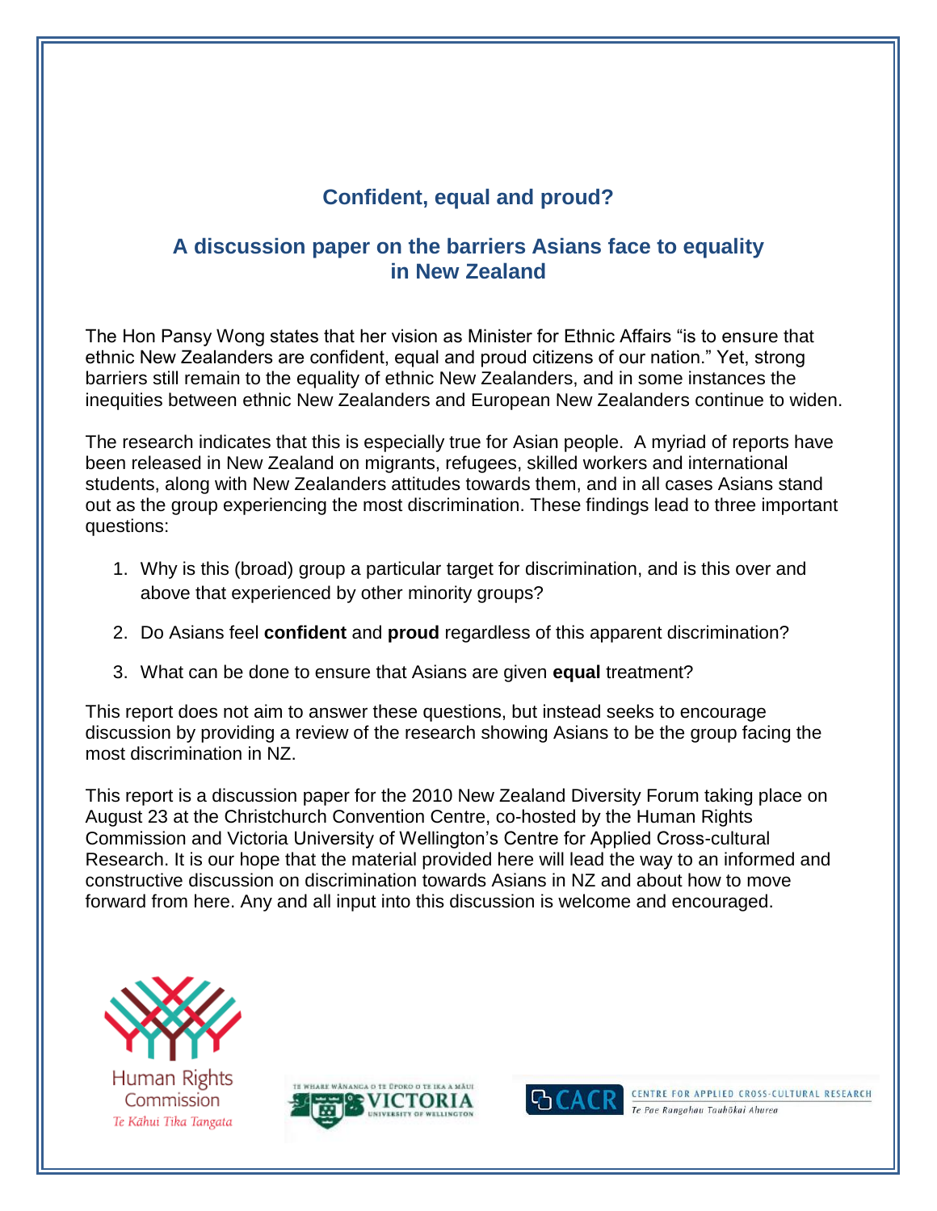# Confident, equal and proud?

## A discussion paper on the barriers Asians face to equality in New Zealand

The Hon Pansy Wong states that her vision as Minister for Ethnic Affairs "is to ensure that ethnic New Zealanders are confident, equal and proud citizens of our nation." Yet, strong barriers still remain to the equality of ethnic New Zealanders, and in some instances the inequities between ethnic New Zealanders and European New Zealanders continue to widen.

The research indicates that this is especially true for Asian people. A myriad of reports have been released in New Zealand on migrants, refugees, skilled workers and international students, along with New Zealanders attitudes towards them, and in all cases Asians stand out as the group experiencing the most discrimination. These findings lead to three important questions:

1. Why is this (broad) group a particular target for discrimination, and is this over and above that experienced by other minority groups?
2. Do Asians feel **confident** and **proud** regardless of this apparent discrimination?
3. What can be done to ensure that Asians are given **equal** treatment?

This report does not aim to answer these questions, but instead seeks to encourage discussion by providing a review of the research showing Asians to be the group facing the most discrimination in NZ.

This report is a discussion paper for the 2010 New Zealand Diversity Forum taking place on August 23 at the Christchurch Convention Centre, co-hosted by the Human Rights Commission and Victoria University of Wellington's Centre for Applied Cross-cultural Research. It is our hope that the material provided here will lead the way to an informed and constructive discussion on discrimination towards Asians in NZ and about how to move forward from here. Any and all input into this discussion is welcome and encouraged.

Human Rights Commission
Te Kāhui Tika Tangata

Te Whare Wānanga o te Ūpoko o te Ika a Māui
VICTORIA UNIVERSITY OF WELLINGTON

CACR CENTRE FOR APPLIED CROSS-CULTURAL RESEARCH
Te Pae Rangahau Tauhōkai Ahurea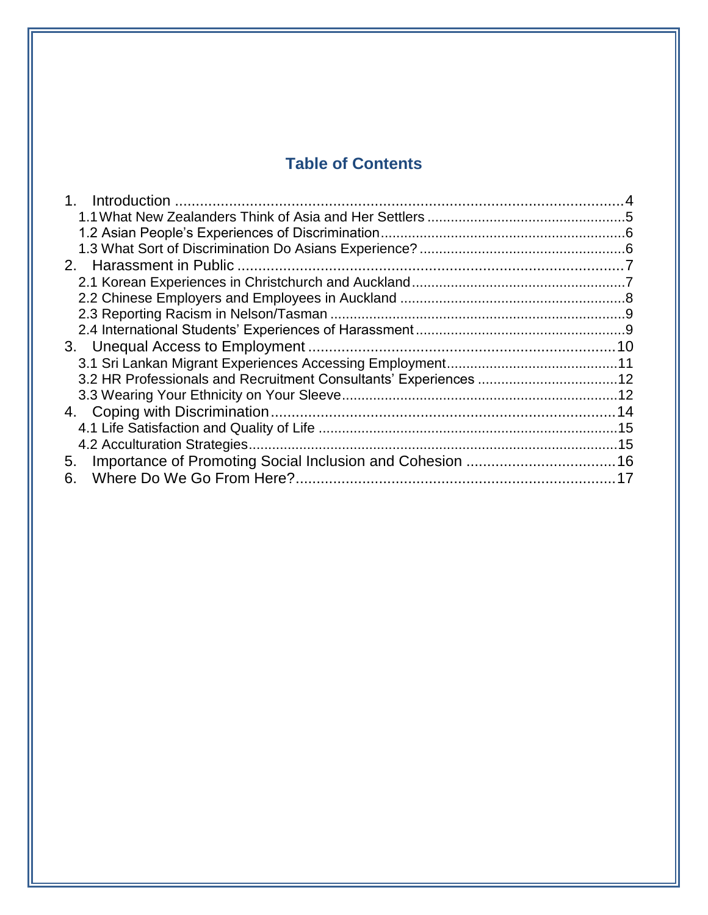## Table of Contents

1. Introduction ....................................................................................................4
   - 1.1 What New Zealanders Think of Asia and Her Settlers ....................................5
   - 1.2 Asian People's Experiences of Discrimination..............................................6
   - 1.3 What Sort of Discrimination Do Asians Experience? ....................................6
2. Harassment in Public ........................................................................................7
   - 2.1 Korean Experiences in Christchurch and Auckland.......................................7
   - 2.2 Chinese Employers and Employees in Auckland ..........................................8
   - 2.3 Reporting Racism in Nelson/Tasman ...........................................................9
   - 2.4 International Students' Experiences of Harassment......................................9
3. Unequal Access to Employment .......................................................................10
   - 3.1 Sri Lankan Migrant Experiences Accessing Employment............................11
   - 3.2 HR Professionals and Recruitment Consultants' Experiences ....................12
   - 3.3 Wearing Your Ethnicity on Your Sleeve.......................................................12
4. Coping with Discrimination ...............................................................................14
   - 4.1 Life Satisfaction and Quality of Life ............................................................15
   - 4.2 Acculturation Strategies..............................................................................15
5. Importance of Promoting Social Inclusion and Cohesion ...................................16
6. Where Do We Go From Here?...........................................................................17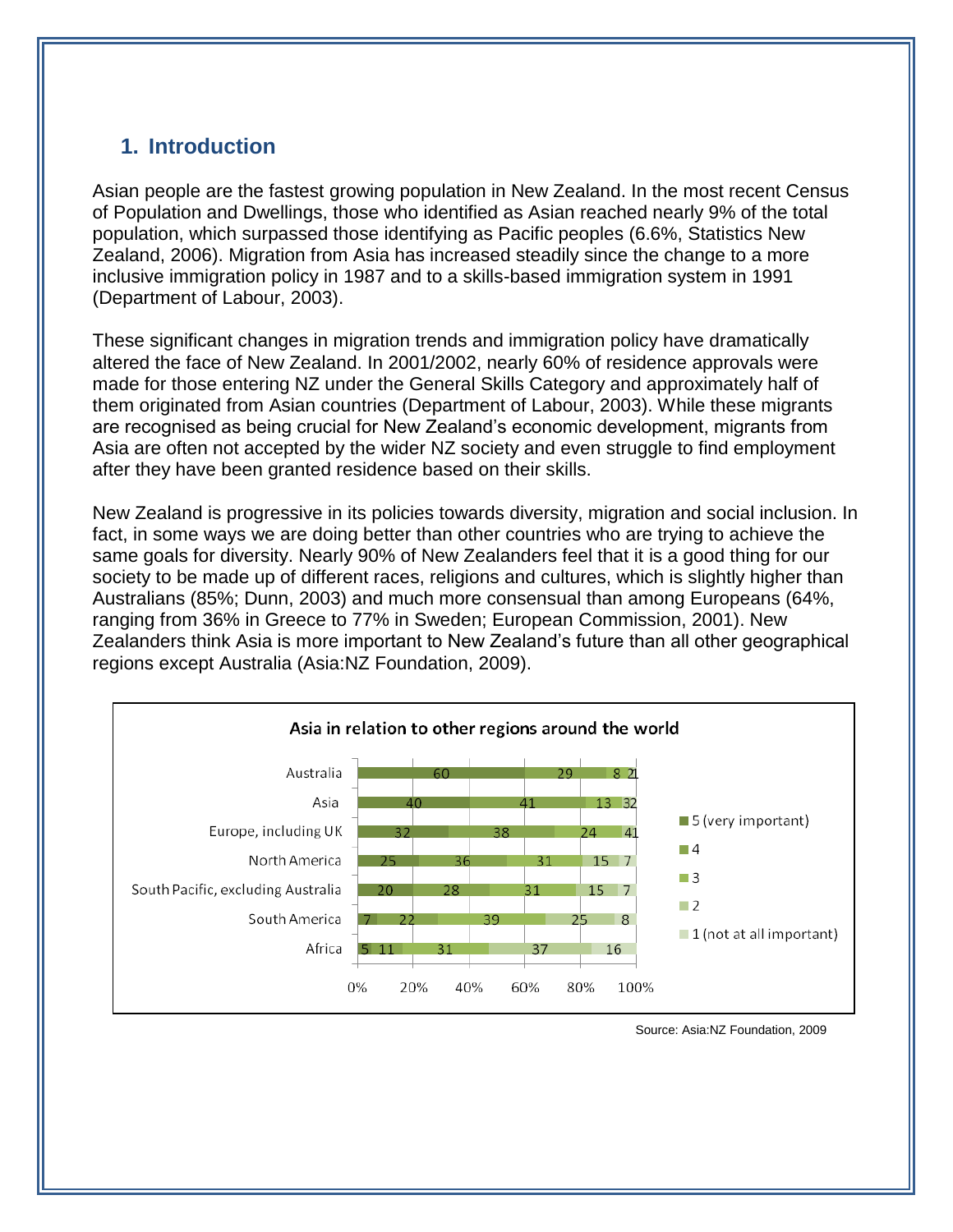## 1. Introduction

Asian people are the fastest growing population in New Zealand. In the most recent Census of Population and Dwellings, those who identified as Asian reached nearly 9% of the total population, which surpassed those identifying as Pacific peoples (6.6%, Statistics New Zealand, 2006). Migration from Asia has increased steadily since the change to a more inclusive immigration policy in 1987 and to a skills-based immigration system in 1991 (Department of Labour, 2003).

These significant changes in migration trends and immigration policy have dramatically altered the face of New Zealand. In 2001/2002, nearly 60% of residence approvals were made for those entering NZ under the General Skills Category and approximately half of them originated from Asian countries (Department of Labour, 2003). While these migrants are recognised as being crucial for New Zealand's economic development, migrants from Asia are often not accepted by the wider NZ society and even struggle to find employment after they have been granted residence based on their skills.

New Zealand is progressive in its policies towards diversity, migration and social inclusion. In fact, in some ways we are doing better than other countries who are trying to achieve the same goals for diversity. Nearly 90% of New Zealanders feel that it is a good thing for our society to be made up of different races, religions and cultures, which is slightly higher than Australians (85%; Dunn, 2003) and much more consensual than among Europeans (64%, ranging from 36% in Greece to 77% in Sweden; European Commission, 2001). New Zealanders think Asia is more important to New Zealand's future than all other geographical regions except Australia (Asia:NZ Foundation, 2009).

**Asia in relation to other regions around the world**

| Region | 5 (very important) | 4 | 3 | 2 | 1 (not at all important) |
|---|---|---|---|---|---|
| Australia | 60 | 29 | 8 | 2 | 1 |
| Asia | 40 | 41 | 13 | 3 | 2 |
| Europe, including UK | 32 | 38 | 24 | 4 | 1 |
| North America | 25 | 36 | 31 | 15 | 7 |
| South Pacific, excluding Australia | 20 | 28 | 31 | 15 | 7 |
| South America | 7 | 22 | 39 | 25 | 8 |
| Africa | 5 | 11 | 31 | 37 | 16 |

Source: Asia:NZ Foundation, 2009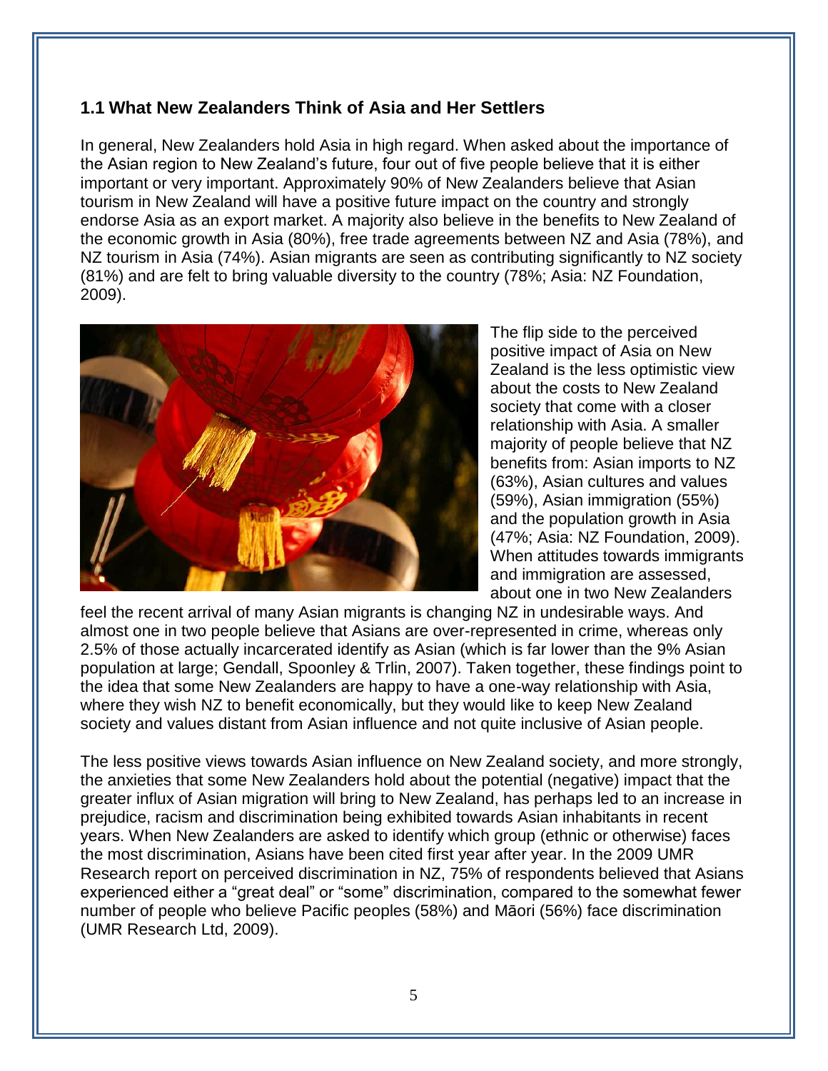## 1.1 What New Zealanders Think of Asia and Her Settlers

In general, New Zealanders hold Asia in high regard. When asked about the importance of the Asian region to New Zealand's future, four out of five people believe that it is either important or very important. Approximately 90% of New Zealanders believe that Asian tourism in New Zealand will have a positive future impact on the country and strongly endorse Asia as an export market. A majority also believe in the benefits to New Zealand of the economic growth in Asia (80%), free trade agreements between NZ and Asia (78%), and NZ tourism in Asia (74%). Asian migrants are seen as contributing significantly to NZ society (81%) and are felt to bring valuable diversity to the country (78%; Asia: NZ Foundation, 2009).

The flip side to the perceived positive impact of Asia on New Zealand is the less optimistic view about the costs to New Zealand society that come with a closer relationship with Asia. A smaller majority of people believe that NZ benefits from: Asian imports to NZ (63%), Asian cultures and values (59%), Asian immigration (55%) and the population growth in Asia (47%; Asia: NZ Foundation, 2009). When attitudes towards immigrants and immigration are assessed, about one in two New Zealanders feel the recent arrival of many Asian migrants is changing NZ in undesirable ways. And almost one in two people believe that Asians are over-represented in crime, whereas only 2.5% of those actually incarcerated identify as Asian (which is far lower than the 9% Asian population at large; Gendall, Spoonley & Trlin, 2007). Taken together, these findings point to the idea that some New Zealanders are happy to have a one-way relationship with Asia, where they wish NZ to benefit economically, but they would like to keep New Zealand society and values distant from Asian influence and not quite inclusive of Asian people.

The less positive views towards Asian influence on New Zealand society, and more strongly, the anxieties that some New Zealanders hold about the potential (negative) impact that the greater influx of Asian migration will bring to New Zealand, has perhaps led to an increase in prejudice, racism and discrimination being exhibited towards Asian inhabitants in recent years. When New Zealanders are asked to identify which group (ethnic or otherwise) faces the most discrimination, Asians have been cited first year after year. In the 2009 UMR Research report on perceived discrimination in NZ, 75% of respondents believed that Asians experienced either a "great deal" or "some" discrimination, compared to the somewhat fewer number of people who believe Pacific peoples (58%) and Māori (56%) face discrimination (UMR Research Ltd, 2009).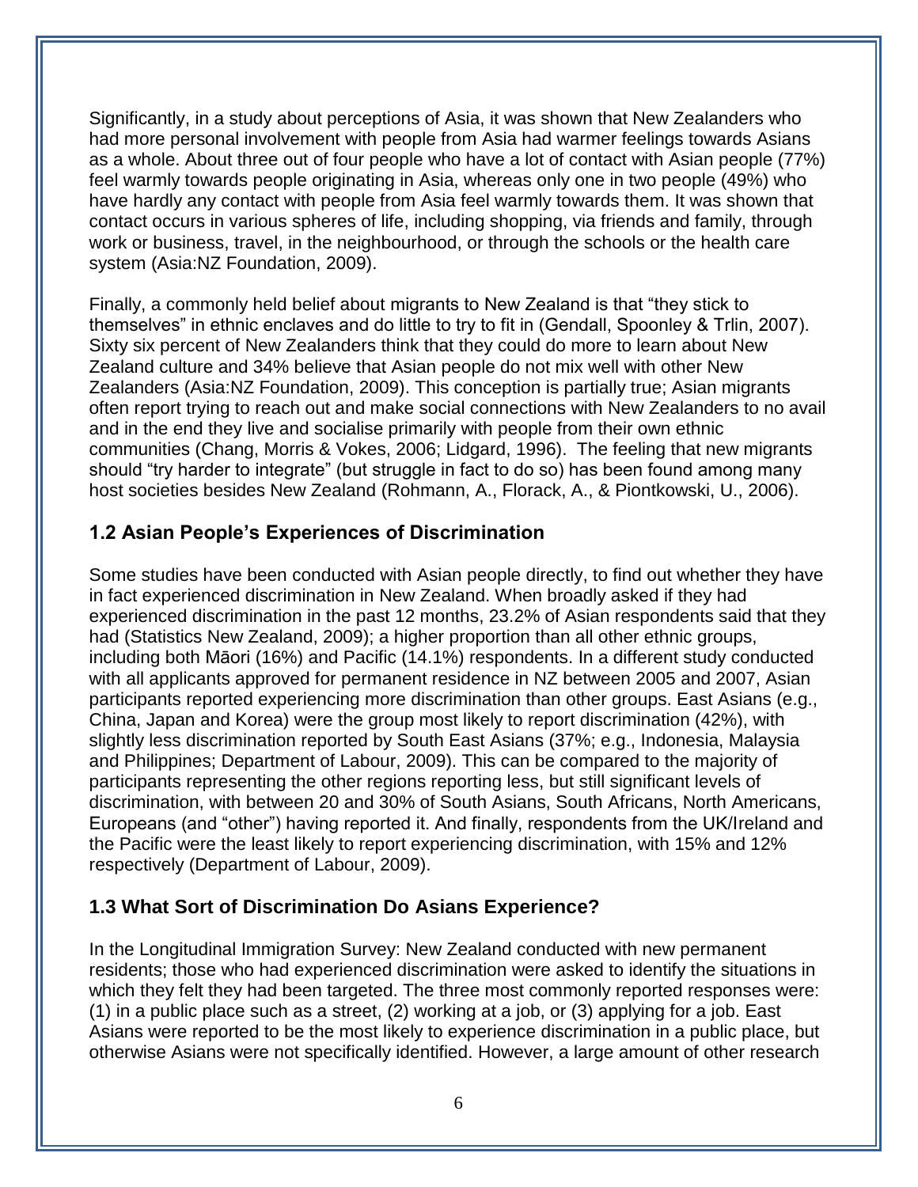Significantly, in a study about perceptions of Asia, it was shown that New Zealanders who had more personal involvement with people from Asia had warmer feelings towards Asians as a whole. About three out of four people who have a lot of contact with Asian people (77%) feel warmly towards people originating in Asia, whereas only one in two people (49%) who have hardly any contact with people from Asia feel warmly towards them. It was shown that contact occurs in various spheres of life, including shopping, via friends and family, through work or business, travel, in the neighbourhood, or through the schools or the health care system (Asia:NZ Foundation, 2009).

Finally, a commonly held belief about migrants to New Zealand is that "they stick to themselves" in ethnic enclaves and do little to try to fit in (Gendall, Spoonley & Trlin, 2007). Sixty six percent of New Zealanders think that they could do more to learn about New Zealand culture and 34% believe that Asian people do not mix well with other New Zealanders (Asia:NZ Foundation, 2009). This conception is partially true; Asian migrants often report trying to reach out and make social connections with New Zealanders to no avail and in the end they live and socialise primarily with people from their own ethnic communities (Chang, Morris & Vokes, 2006; Lidgard, 1996). The feeling that new migrants should "try harder to integrate" (but struggle in fact to do so) has been found among many host societies besides New Zealand (Rohmann, A., Florack, A., & Piontkowski, U., 2006).

## 1.2 Asian People's Experiences of Discrimination

Some studies have been conducted with Asian people directly, to find out whether they have in fact experienced discrimination in New Zealand. When broadly asked if they had experienced discrimination in the past 12 months, 23.2% of Asian respondents said that they had (Statistics New Zealand, 2009); a higher proportion than all other ethnic groups, including both Māori (16%) and Pacific (14.1%) respondents. In a different study conducted with all applicants approved for permanent residence in NZ between 2005 and 2007, Asian participants reported experiencing more discrimination than other groups. East Asians (e.g., China, Japan and Korea) were the group most likely to report discrimination (42%), with slightly less discrimination reported by South East Asians (37%; e.g., Indonesia, Malaysia and Philippines; Department of Labour, 2009). This can be compared to the majority of participants representing the other regions reporting less, but still significant levels of discrimination, with between 20 and 30% of South Asians, South Africans, North Americans, Europeans (and "other") having reported it. And finally, respondents from the UK/Ireland and the Pacific were the least likely to report experiencing discrimination, with 15% and 12% respectively (Department of Labour, 2009).

## 1.3 What Sort of Discrimination Do Asians Experience?

In the Longitudinal Immigration Survey: New Zealand conducted with new permanent residents; those who had experienced discrimination were asked to identify the situations in which they felt they had been targeted. The three most commonly reported responses were: (1) in a public place such as a street, (2) working at a job, or (3) applying for a job. East Asians were reported to be the most likely to experience discrimination in a public place, but otherwise Asians were not specifically identified. However, a large amount of other research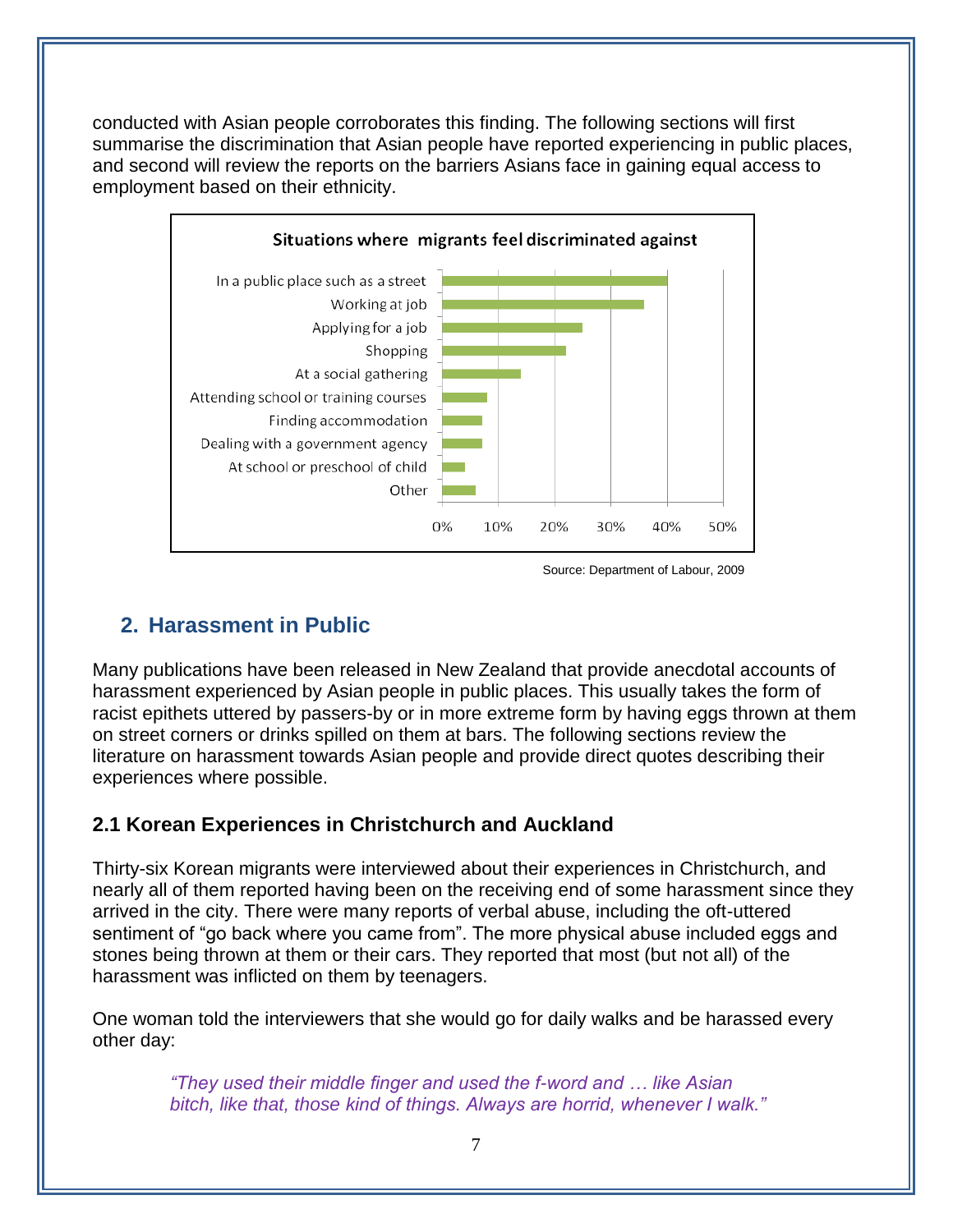conducted with Asian people corroborates this finding. The following sections will first summarise the discrimination that Asian people have reported experiencing in public places, and second will review the reports on the barriers Asians face in gaining equal access to employment based on their ethnicity.

**Situations where migrants feel discriminated against**

- In a public place such as a street
- Working at job
- Applying for a job
- Shopping
- At a social gathering
- Attending school or training courses
- Finding accommodation
- Dealing with a government agency
- At school or preschool of child
- Other

Source: Department of Labour, 2009

## 2. Harassment in Public

Many publications have been released in New Zealand that provide anecdotal accounts of harassment experienced by Asian people in public places. This usually takes the form of racist epithets uttered by passers-by or in more extreme form by having eggs thrown at them on street corners or drinks spilled on them at bars. The following sections review the literature on harassment towards Asian people and provide direct quotes describing their experiences where possible.

### 2.1 Korean Experiences in Christchurch and Auckland

Thirty-six Korean migrants were interviewed about their experiences in Christchurch, and nearly all of them reported having been on the receiving end of some harassment since they arrived in the city. There were many reports of verbal abuse, including the oft-uttered sentiment of "go back where you came from". The more physical abuse included eggs and stones being thrown at them or their cars. They reported that most (but not all) of the harassment was inflicted on them by teenagers.

One woman told the interviewers that she would go for daily walks and be harassed every other day:

> *"They used their middle finger and used the f-word and … like Asian bitch, like that, those kind of things. Always are horrid, whenever I walk."*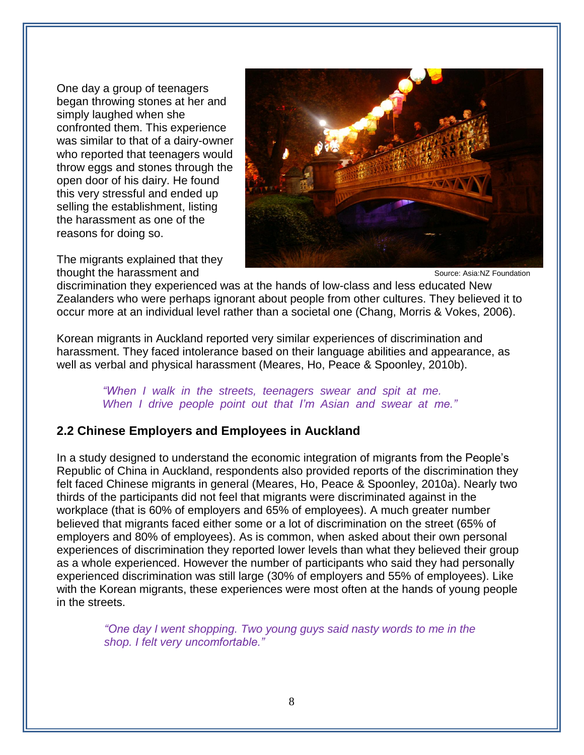One day a group of teenagers began throwing stones at her and simply laughed when she confronted them. This experience was similar to that of a dairy-owner who reported that teenagers would throw eggs and stones through the open door of his dairy. He found this very stressful and ended up selling the establishment, listing the harassment as one of the reasons for doing so.

Source: Asia:NZ Foundation

The migrants explained that they thought the harassment and discrimination they experienced was at the hands of low-class and less educated New Zealanders who were perhaps ignorant about people from other cultures. They believed it to occur more at an individual level rather than a societal one (Chang, Morris & Vokes, 2006).

Korean migrants in Auckland reported very similar experiences of discrimination and harassment. They faced intolerance based on their language abilities and appearance, as well as verbal and physical harassment (Meares, Ho, Peace & Spoonley, 2010b).

> *"When I walk in the streets, teenagers swear and spit at me. When I drive people point out that I'm Asian and swear at me."*

## 2.2 Chinese Employers and Employees in Auckland

In a study designed to understand the economic integration of migrants from the People's Republic of China in Auckland, respondents also provided reports of the discrimination they felt faced Chinese migrants in general (Meares, Ho, Peace & Spoonley, 2010a). Nearly two thirds of the participants did not feel that migrants were discriminated against in the workplace (that is 60% of employers and 65% of employees). A much greater number believed that migrants faced either some or a lot of discrimination on the street (65% of employers and 80% of employees). As is common, when asked about their own personal experiences of discrimination they reported lower levels than what they believed their group as a whole experienced. However the number of participants who said they had personally experienced discrimination was still large (30% of employers and 55% of employees). Like with the Korean migrants, these experiences were most often at the hands of young people in the streets.

> *"One day I went shopping. Two young guys said nasty words to me in the shop. I felt very uncomfortable."*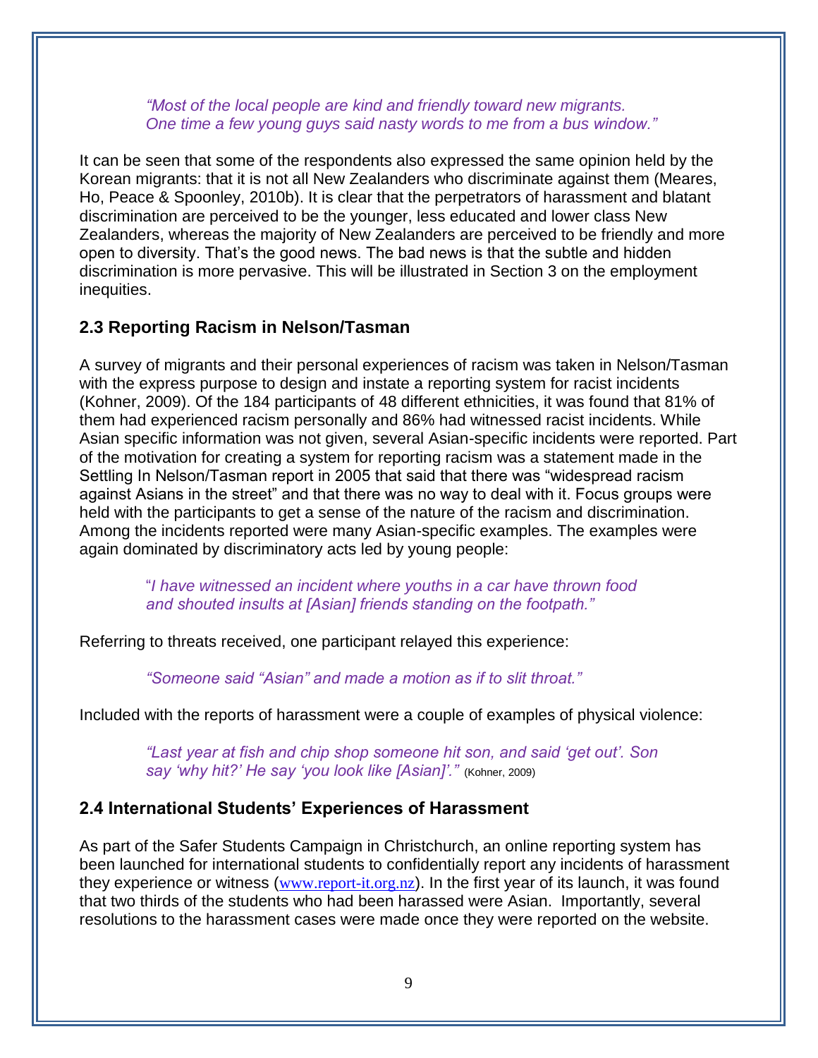*"Most of the local people are kind and friendly toward new migrants. One time a few young guys said nasty words to me from a bus window."*

It can be seen that some of the respondents also expressed the same opinion held by the Korean migrants: that it is not all New Zealanders who discriminate against them (Meares, Ho, Peace & Spoonley, 2010b). It is clear that the perpetrators of harassment and blatant discrimination are perceived to be the younger, less educated and lower class New Zealanders, whereas the majority of New Zealanders are perceived to be friendly and more open to diversity. That's the good news. The bad news is that the subtle and hidden discrimination is more pervasive. This will be illustrated in Section 3 on the employment inequities.

## 2.3 Reporting Racism in Nelson/Tasman

A survey of migrants and their personal experiences of racism was taken in Nelson/Tasman with the express purpose to design and instate a reporting system for racist incidents (Kohner, 2009). Of the 184 participants of 48 different ethnicities, it was found that 81% of them had experienced racism personally and 86% had witnessed racist incidents. While Asian specific information was not given, several Asian-specific incidents were reported. Part of the motivation for creating a system for reporting racism was a statement made in the Settling In Nelson/Tasman report in 2005 that said that there was "widespread racism against Asians in the street" and that there was no way to deal with it. Focus groups were held with the participants to get a sense of the nature of the racism and discrimination. Among the incidents reported were many Asian-specific examples. The examples were again dominated by discriminatory acts led by young people:

*"I have witnessed an incident where youths in a car have thrown food and shouted insults at [Asian] friends standing on the footpath."*

Referring to threats received, one participant relayed this experience:

*"Someone said "Asian" and made a motion as if to slit throat."*

Included with the reports of harassment were a couple of examples of physical violence:

*"Last year at fish and chip shop someone hit son, and said 'get out'. Son say 'why hit?' He say 'you look like [Asian]'."* (Kohner, 2009)

## 2.4 International Students' Experiences of Harassment

As part of the Safer Students Campaign in Christchurch, an online reporting system has been launched for international students to confidentially report any incidents of harassment they experience or witness (www.report-it.org.nz). In the first year of its launch, it was found that two thirds of the students who had been harassed were Asian. Importantly, several resolutions to the harassment cases were made once they were reported on the website.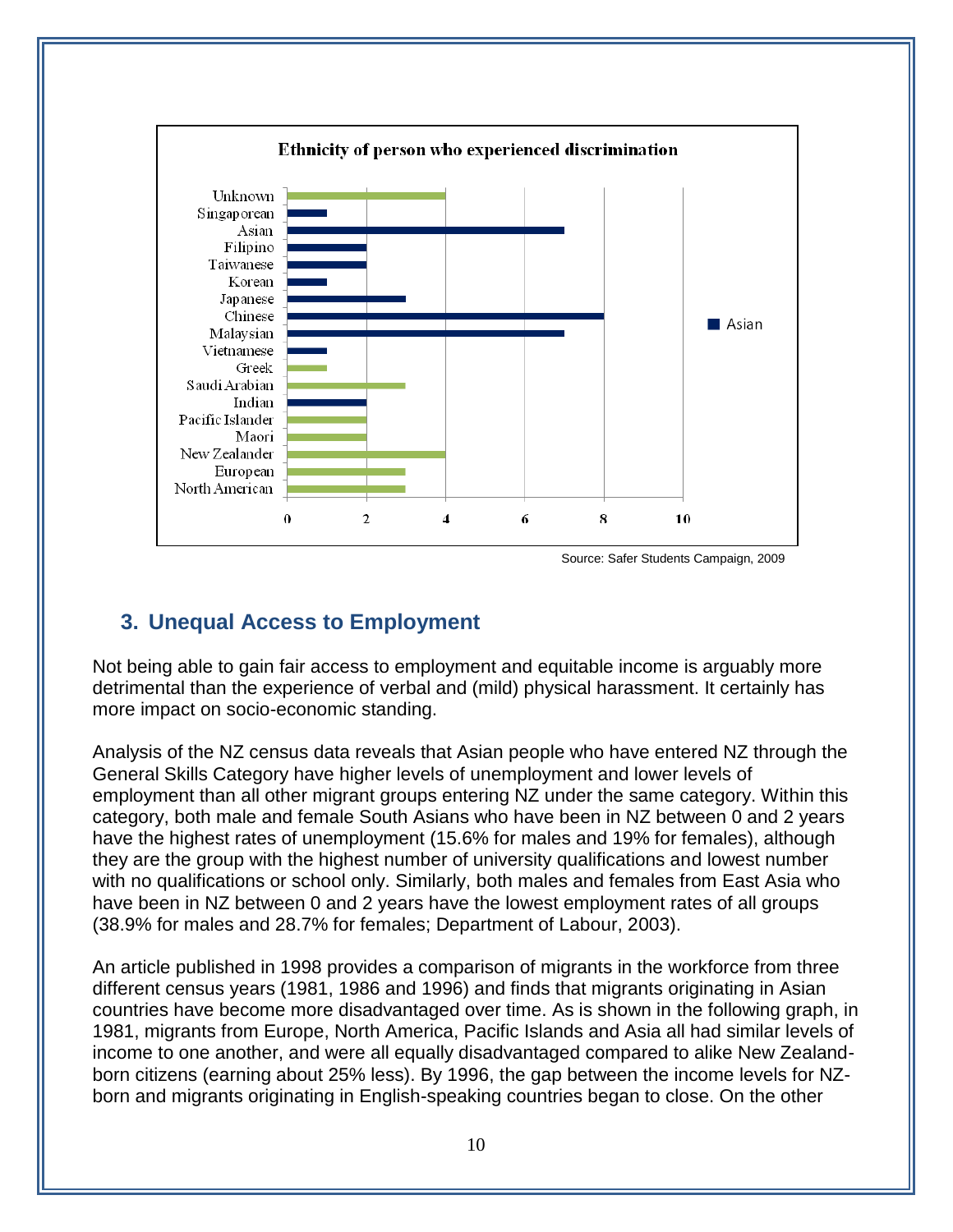**Ethnicity of person who experienced discrimination**

| Ethnicity | Count |
| --- | --- |
| Unknown | 4 |
| Singaporean | 1 |
| Asian | 7 |
| Filipino | 2 |
| Taiwanese | 2 |
| Korean | 1 |
| Japanese | 3 |
| Chinese | 8 |
| Malaysian | 7 |
| Vietnamese | 1 |
| Greek | 1 |
| Saudi Arabian | 3 |
| Indian | 2 |
| Pacific Islander | 2 |
| Maori | 2 |
| New Zealander | 4 |
| European | 3 |
| North American | 3 |

Source: Safer Students Campaign, 2009

## 3. Unequal Access to Employment

Not being able to gain fair access to employment and equitable income is arguably more detrimental than the experience of verbal and (mild) physical harassment. It certainly has more impact on socio-economic standing.

Analysis of the NZ census data reveals that Asian people who have entered NZ through the General Skills Category have higher levels of unemployment and lower levels of employment than all other migrant groups entering NZ under the same category. Within this category, both male and female South Asians who have been in NZ between 0 and 2 years have the highest rates of unemployment (15.6% for males and 19% for females), although they are the group with the highest number of university qualifications and lowest number with no qualifications or school only. Similarly, both males and females from East Asia who have been in NZ between 0 and 2 years have the lowest employment rates of all groups (38.9% for males and 28.7% for females; Department of Labour, 2003).

An article published in 1998 provides a comparison of migrants in the workforce from three different census years (1981, 1986 and 1996) and finds that migrants originating in Asian countries have become more disadvantaged over time. As is shown in the following graph, in 1981, migrants from Europe, North America, Pacific Islands and Asia all had similar levels of income to one another, and were all equally disadvantaged compared to alike New Zealand-born citizens (earning about 25% less). By 1996, the gap between the income levels for NZ-born and migrants originating in English-speaking countries began to close. On the other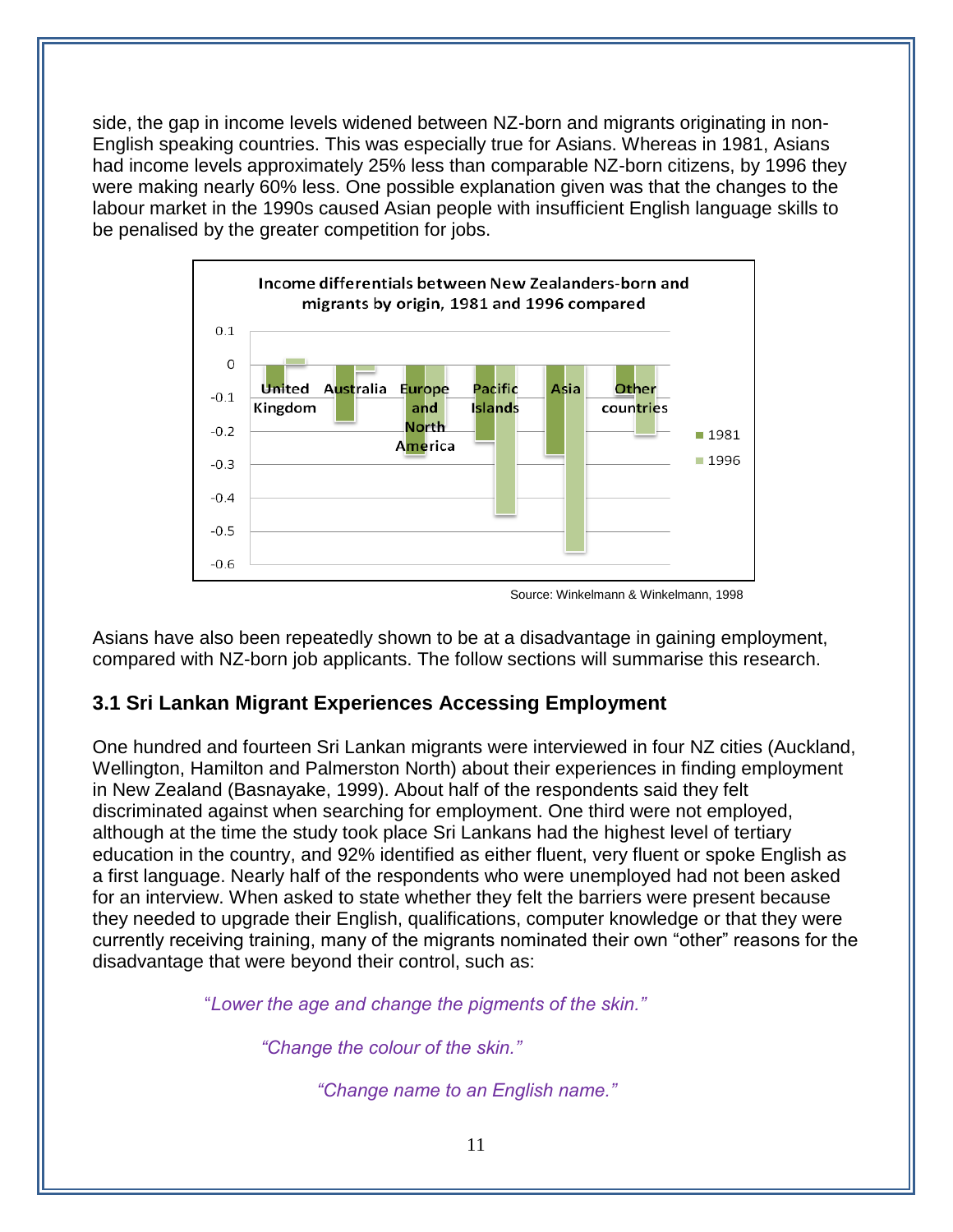side, the gap in income levels widened between NZ-born and migrants originating in non-English speaking countries. This was especially true for Asians. Whereas in 1981, Asians had income levels approximately 25% less than comparable NZ-born citizens, by 1996 they were making nearly 60% less. One possible explanation given was that the changes to the labour market in the 1990s caused Asian people with insufficient English language skills to be penalised by the greater competition for jobs.

Income differentials between New Zealanders-born and migrants by origin, 1981 and 1996 compared

Source: Winkelmann & Winkelmann, 1998

Asians have also been repeatedly shown to be at a disadvantage in gaining employment, compared with NZ-born job applicants. The follow sections will summarise this research.

### 3.1 Sri Lankan Migrant Experiences Accessing Employment

One hundred and fourteen Sri Lankan migrants were interviewed in four NZ cities (Auckland, Wellington, Hamilton and Palmerston North) about their experiences in finding employment in New Zealand (Basnayake, 1999). About half of the respondents said they felt discriminated against when searching for employment. One third were not employed, although at the time the study took place Sri Lankans had the highest level of tertiary education in the country, and 92% identified as either fluent, very fluent or spoke English as a first language. Nearly half of the respondents who were unemployed had not been asked for an interview. When asked to state whether they felt the barriers were present because they needed to upgrade their English, qualifications, computer knowledge or that they were currently receiving training, many of the migrants nominated their own "other" reasons for the disadvantage that were beyond their control, such as:

> *"Lower the age and change the pigments of the skin."*
>
> *"Change the colour of the skin."*
>
> *"Change name to an English name."*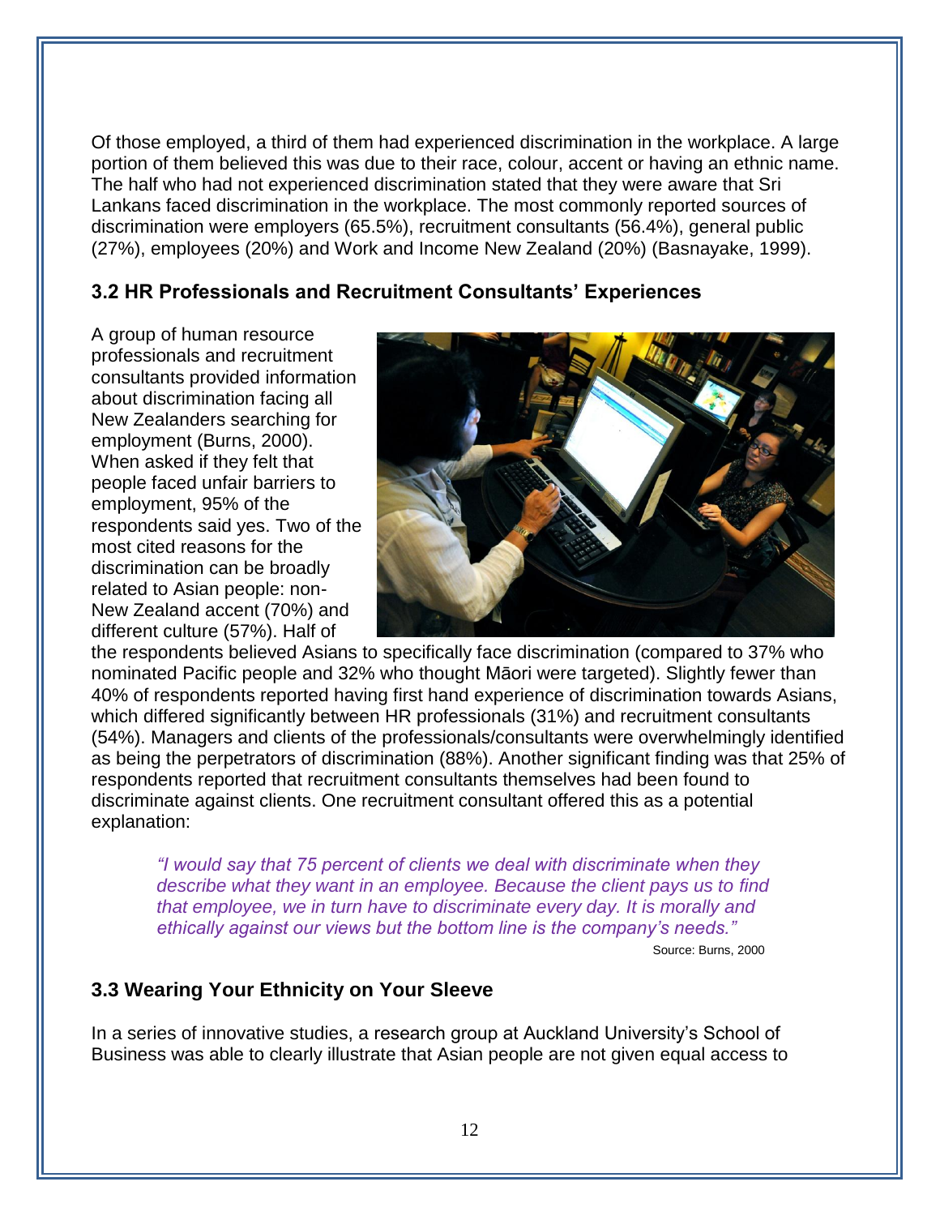Of those employed, a third of them had experienced discrimination in the workplace. A large portion of them believed this was due to their race, colour, accent or having an ethnic name. The half who had not experienced discrimination stated that they were aware that Sri Lankans faced discrimination in the workplace. The most commonly reported sources of discrimination were employers (65.5%), recruitment consultants (56.4%), general public (27%), employees (20%) and Work and Income New Zealand (20%) (Basnayake, 1999).

### 3.2 HR Professionals and Recruitment Consultants' Experiences

A group of human resource professionals and recruitment consultants provided information about discrimination facing all New Zealanders searching for employment (Burns, 2000). When asked if they felt that people faced unfair barriers to employment, 95% of the respondents said yes. Two of the most cited reasons for the discrimination can be broadly related to Asian people: non-New Zealand accent (70%) and different culture (57%). Half of the respondents believed Asians to specifically face discrimination (compared to 37% who nominated Pacific people and 32% who thought Māori were targeted). Slightly fewer than 40% of respondents reported having first hand experience of discrimination towards Asians, which differed significantly between HR professionals (31%) and recruitment consultants (54%). Managers and clients of the professionals/consultants were overwhelmingly identified as being the perpetrators of discrimination (88%). Another significant finding was that 25% of respondents reported that recruitment consultants themselves had been found to discriminate against clients. One recruitment consultant offered this as a potential explanation:

> *"I would say that 75 percent of clients we deal with discriminate when they describe what they want in an employee. Because the client pays us to find that employee, we in turn have to discriminate every day. It is morally and ethically against our views but the bottom line is the company's needs."*
>
> Source: Burns, 2000

### 3.3 Wearing Your Ethnicity on Your Sleeve

In a series of innovative studies, a research group at Auckland University's School of Business was able to clearly illustrate that Asian people are not given equal access to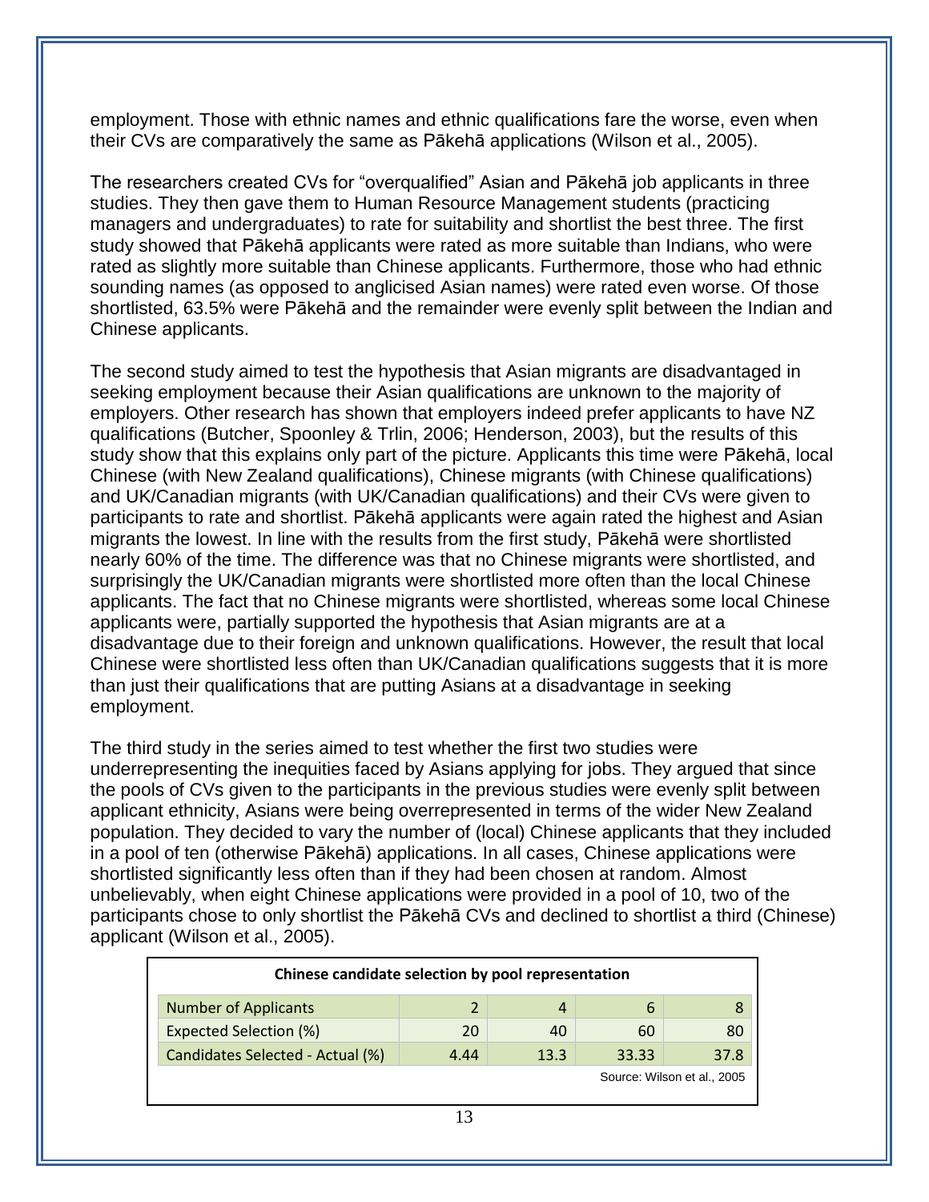employment. Those with ethnic names and ethnic qualifications fare the worse, even when their CVs are comparatively the same as Pākehā applications (Wilson et al., 2005).

The researchers created CVs for "overqualified" Asian and Pākehā job applicants in three studies. They then gave them to Human Resource Management students (practicing managers and undergraduates) to rate for suitability and shortlist the best three. The first study showed that Pākehā applicants were rated as more suitable than Indians, who were rated as slightly more suitable than Chinese applicants. Furthermore, those who had ethnic sounding names (as opposed to anglicised Asian names) were rated even worse. Of those shortlisted, 63.5% were Pākehā and the remainder were evenly split between the Indian and Chinese applicants.

The second study aimed to test the hypothesis that Asian migrants are disadvantaged in seeking employment because their Asian qualifications are unknown to the majority of employers. Other research has shown that employers indeed prefer applicants to have NZ qualifications (Butcher, Spoonley & Trlin, 2006; Henderson, 2003), but the results of this study show that this explains only part of the picture. Applicants this time were Pākehā, local Chinese (with New Zealand qualifications), Chinese migrants (with Chinese qualifications) and UK/Canadian migrants (with UK/Canadian qualifications) and their CVs were given to participants to rate and shortlist. Pākehā applicants were again rated the highest and Asian migrants the lowest. In line with the results from the first study, Pākehā were shortlisted nearly 60% of the time. The difference was that no Chinese migrants were shortlisted, and surprisingly the UK/Canadian migrants were shortlisted more often than the local Chinese applicants. The fact that no Chinese migrants were shortlisted, whereas some local Chinese applicants were, partially supported the hypothesis that Asian migrants are at a disadvantage due to their foreign and unknown qualifications. However, the result that local Chinese were shortlisted less often than UK/Canadian qualifications suggests that it is more than just their qualifications that are putting Asians at a disadvantage in seeking employment.

The third study in the series aimed to test whether the first two studies were underrepresenting the inequities faced by Asians applying for jobs. They argued that since the pools of CVs given to the participants in the previous studies were evenly split between applicant ethnicity, Asians were being overrepresented in terms of the wider New Zealand population. They decided to vary the number of (local) Chinese applicants that they included in a pool of ten (otherwise Pākehā) applications. In all cases, Chinese applications were shortlisted significantly less often than if they had been chosen at random. Almost unbelievably, when eight Chinese applications were provided in a pool of 10, two of the participants chose to only shortlist the Pākehā CVs and declined to shortlist a third (Chinese) applicant (Wilson et al., 2005).

**Chinese candidate selection by pool representation**

| Number of Applicants | 2 | 4 | 6 | 8 |
|---|---|---|---|---|
| Expected Selection (%) | 20 | 40 | 60 | 80 |
| Candidates Selected - Actual (%) | 4.44 | 13.3 | 33.33 | 37.8 |

Source: Wilson et al., 2005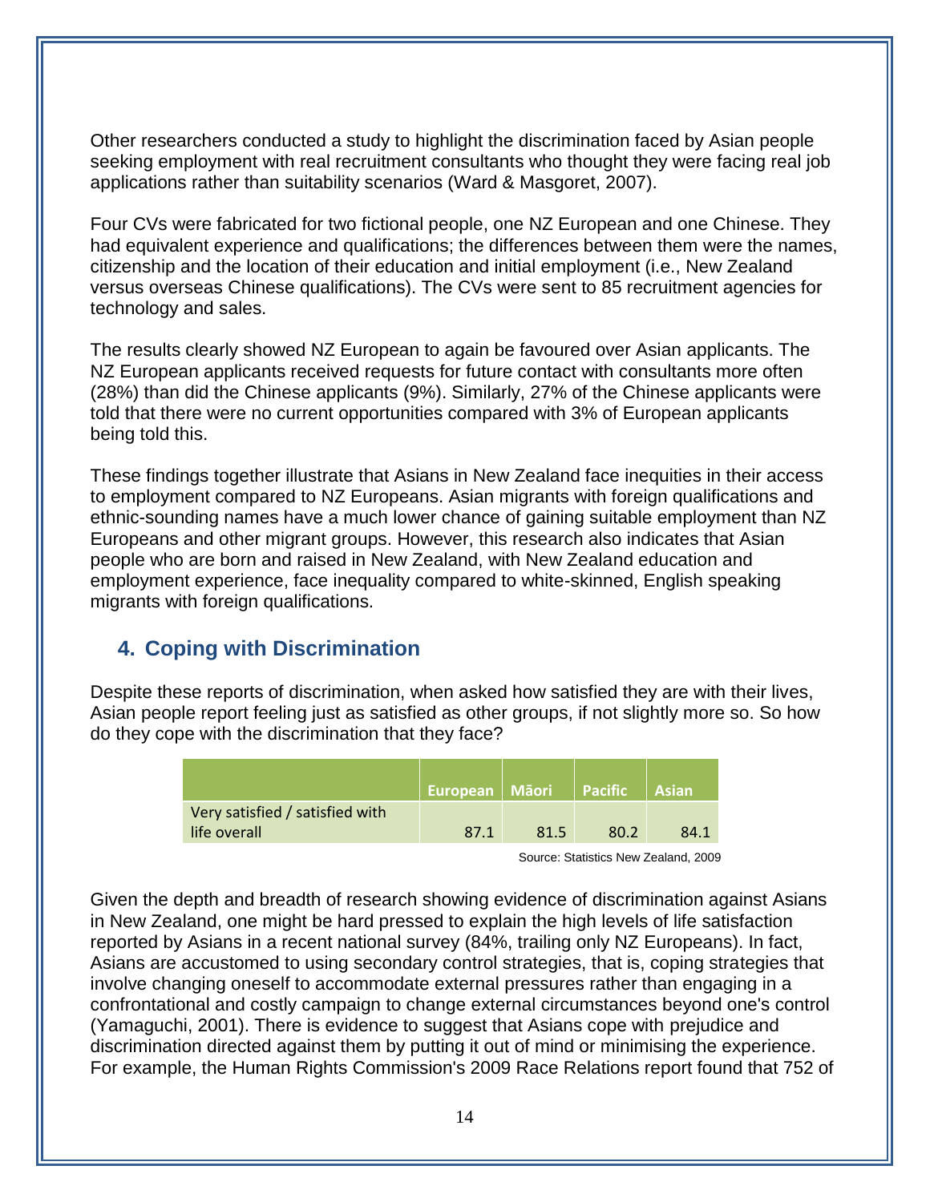Other researchers conducted a study to highlight the discrimination faced by Asian people seeking employment with real recruitment consultants who thought they were facing real job applications rather than suitability scenarios (Ward & Masgoret, 2007).

Four CVs were fabricated for two fictional people, one NZ European and one Chinese. They had equivalent experience and qualifications; the differences between them were the names, citizenship and the location of their education and initial employment (i.e., New Zealand versus overseas Chinese qualifications). The CVs were sent to 85 recruitment agencies for technology and sales.

The results clearly showed NZ European to again be favoured over Asian applicants. The NZ European applicants received requests for future contact with consultants more often (28%) than did the Chinese applicants (9%). Similarly, 27% of the Chinese applicants were told that there were no current opportunities compared with 3% of European applicants being told this.

These findings together illustrate that Asians in New Zealand face inequities in their access to employment compared to NZ Europeans. Asian migrants with foreign qualifications and ethnic-sounding names have a much lower chance of gaining suitable employment than NZ Europeans and other migrant groups. However, this research also indicates that Asian people who are born and raised in New Zealand, with New Zealand education and employment experience, face inequality compared to white-skinned, English speaking migrants with foreign qualifications.

## 4. Coping with Discrimination

Despite these reports of discrimination, when asked how satisfied they are with their lives, Asian people report feeling just as satisfied as other groups, if not slightly more so. So how do they cope with the discrimination that they face?

| | European | Māori | Pacific | Asian |
|---|---|---|---|---|
| Very satisfied / satisfied with life overall | 87.1 | 81.5 | 80.2 | 84.1 |

Source: Statistics New Zealand, 2009

Given the depth and breadth of research showing evidence of discrimination against Asians in New Zealand, one might be hard pressed to explain the high levels of life satisfaction reported by Asians in a recent national survey (84%, trailing only NZ Europeans). In fact, Asians are accustomed to using secondary control strategies, that is, coping strategies that involve changing oneself to accommodate external pressures rather than engaging in a confrontational and costly campaign to change external circumstances beyond one's control (Yamaguchi, 2001). There is evidence to suggest that Asians cope with prejudice and discrimination directed against them by putting it out of mind or minimising the experience. For example, the Human Rights Commission's 2009 Race Relations report found that 752 of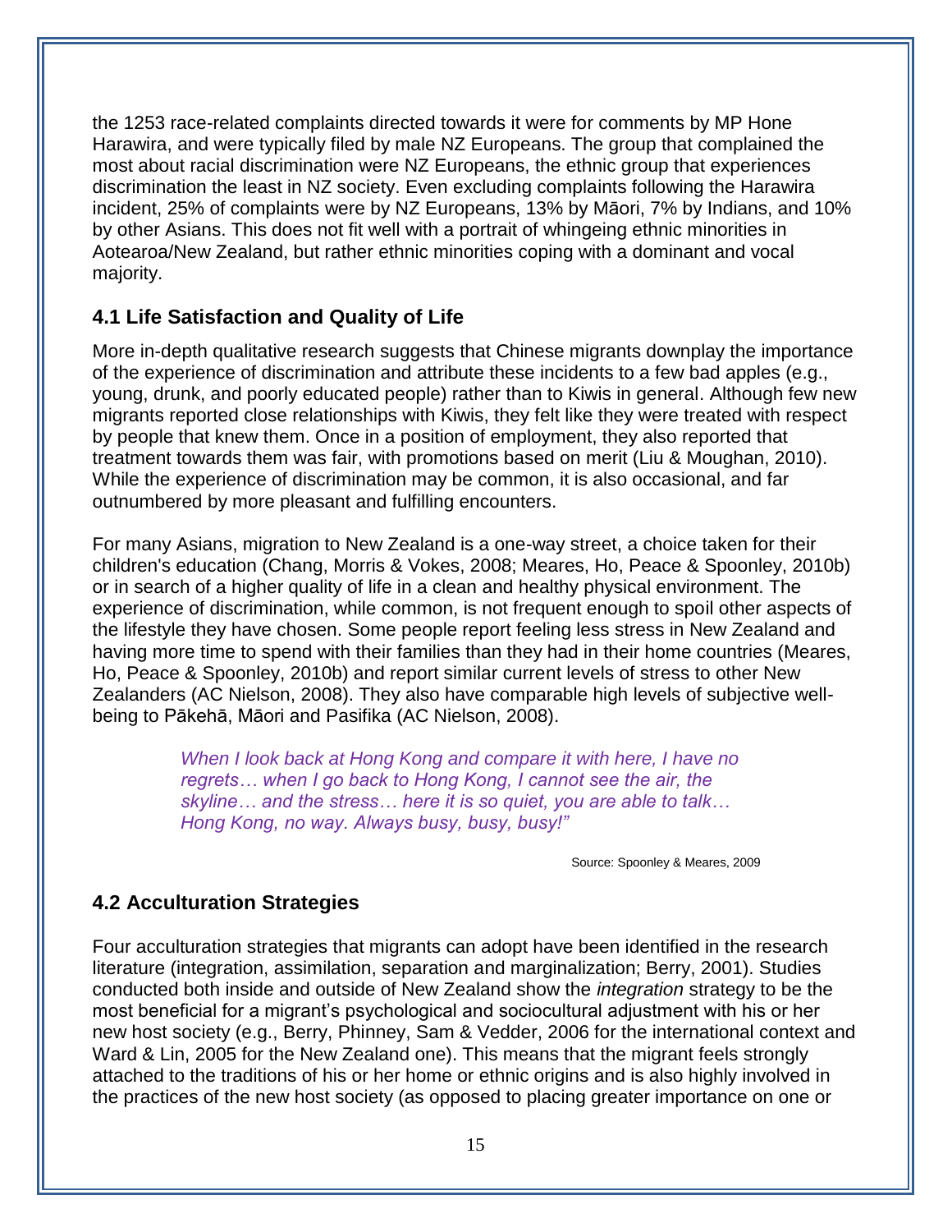the 1253 race-related complaints directed towards it were for comments by MP Hone Harawira, and were typically filed by male NZ Europeans. The group that complained the most about racial discrimination were NZ Europeans, the ethnic group that experiences discrimination the least in NZ society. Even excluding complaints following the Harawira incident, 25% of complaints were by NZ Europeans, 13% by Māori, 7% by Indians, and 10% by other Asians. This does not fit well with a portrait of whingeing ethnic minorities in Aotearoa/New Zealand, but rather ethnic minorities coping with a dominant and vocal majority.

## 4.1 Life Satisfaction and Quality of Life

More in-depth qualitative research suggests that Chinese migrants downplay the importance of the experience of discrimination and attribute these incidents to a few bad apples (e.g., young, drunk, and poorly educated people) rather than to Kiwis in general. Although few new migrants reported close relationships with Kiwis, they felt like they were treated with respect by people that knew them. Once in a position of employment, they also reported that treatment towards them was fair, with promotions based on merit (Liu & Moughan, 2010). While the experience of discrimination may be common, it is also occasional, and far outnumbered by more pleasant and fulfilling encounters.

For many Asians, migration to New Zealand is a one-way street, a choice taken for their children's education (Chang, Morris & Vokes, 2008; Meares, Ho, Peace & Spoonley, 2010b) or in search of a higher quality of life in a clean and healthy physical environment. The experience of discrimination, while common, is not frequent enough to spoil other aspects of the lifestyle they have chosen. Some people report feeling less stress in New Zealand and having more time to spend with their families than they had in their home countries (Meares, Ho, Peace & Spoonley, 2010b) and report similar current levels of stress to other New Zealanders (AC Nielson, 2008). They also have comparable high levels of subjective well-being to Pākehā, Māori and Pasifika (AC Nielson, 2008).

> *When I look back at Hong Kong and compare it with here, I have no regrets… when I go back to Hong Kong, I cannot see the air, the skyline… and the stress… here it is so quiet, you are able to talk… Hong Kong, no way. Always busy, busy, busy!"*
>
> Source: Spoonley & Meares, 2009

## 4.2 Acculturation Strategies

Four acculturation strategies that migrants can adopt have been identified in the research literature (integration, assimilation, separation and marginalization; Berry, 2001). Studies conducted both inside and outside of New Zealand show the *integration* strategy to be the most beneficial for a migrant's psychological and sociocultural adjustment with his or her new host society (e.g., Berry, Phinney, Sam & Vedder, 2006 for the international context and Ward & Lin, 2005 for the New Zealand one). This means that the migrant feels strongly attached to the traditions of his or her home or ethnic origins and is also highly involved in the practices of the new host society (as opposed to placing greater importance on one or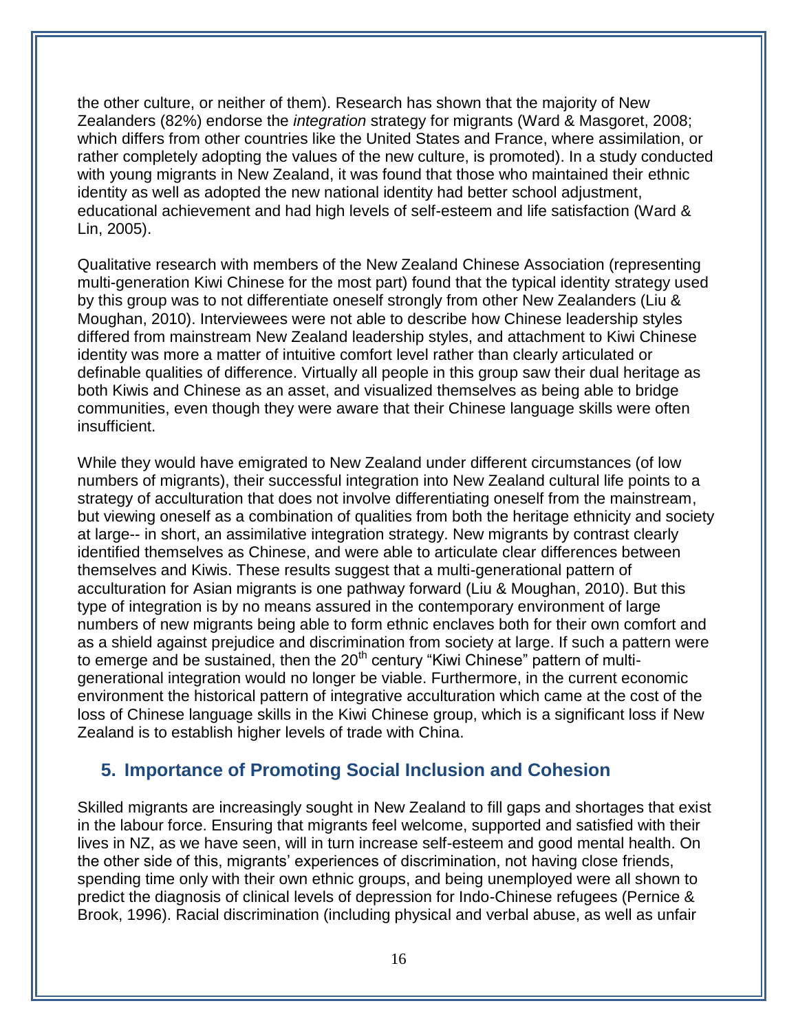the other culture, or neither of them). Research has shown that the majority of New Zealanders (82%) endorse the *integration* strategy for migrants (Ward & Masgoret, 2008; which differs from other countries like the United States and France, where assimilation, or rather completely adopting the values of the new culture, is promoted). In a study conducted with young migrants in New Zealand, it was found that those who maintained their ethnic identity as well as adopted the new national identity had better school adjustment, educational achievement and had high levels of self-esteem and life satisfaction (Ward & Lin, 2005).

Qualitative research with members of the New Zealand Chinese Association (representing multi-generation Kiwi Chinese for the most part) found that the typical identity strategy used by this group was to not differentiate oneself strongly from other New Zealanders (Liu & Moughan, 2010). Interviewees were not able to describe how Chinese leadership styles differed from mainstream New Zealand leadership styles, and attachment to Kiwi Chinese identity was more a matter of intuitive comfort level rather than clearly articulated or definable qualities of difference. Virtually all people in this group saw their dual heritage as both Kiwis and Chinese as an asset, and visualized themselves as being able to bridge communities, even though they were aware that their Chinese language skills were often insufficient.

While they would have emigrated to New Zealand under different circumstances (of low numbers of migrants), their successful integration into New Zealand cultural life points to a strategy of acculturation that does not involve differentiating oneself from the mainstream, but viewing oneself as a combination of qualities from both the heritage ethnicity and society at large-- in short, an assimilative integration strategy. New migrants by contrast clearly identified themselves as Chinese, and were able to articulate clear differences between themselves and Kiwis. These results suggest that a multi-generational pattern of acculturation for Asian migrants is one pathway forward (Liu & Moughan, 2010). But this type of integration is by no means assured in the contemporary environment of large numbers of new migrants being able to form ethnic enclaves both for their own comfort and as a shield against prejudice and discrimination from society at large. If such a pattern were to emerge and be sustained, then the 20th century "Kiwi Chinese" pattern of multi-generational integration would no longer be viable. Furthermore, in the current economic environment the historical pattern of integrative acculturation which came at the cost of the loss of Chinese language skills in the Kiwi Chinese group, which is a significant loss if New Zealand is to establish higher levels of trade with China.

## 5. Importance of Promoting Social Inclusion and Cohesion

Skilled migrants are increasingly sought in New Zealand to fill gaps and shortages that exist in the labour force. Ensuring that migrants feel welcome, supported and satisfied with their lives in NZ, as we have seen, will in turn increase self-esteem and good mental health. On the other side of this, migrants' experiences of discrimination, not having close friends, spending time only with their own ethnic groups, and being unemployed were all shown to predict the diagnosis of clinical levels of depression for Indo-Chinese refugees (Pernice & Brook, 1996). Racial discrimination (including physical and verbal abuse, as well as unfair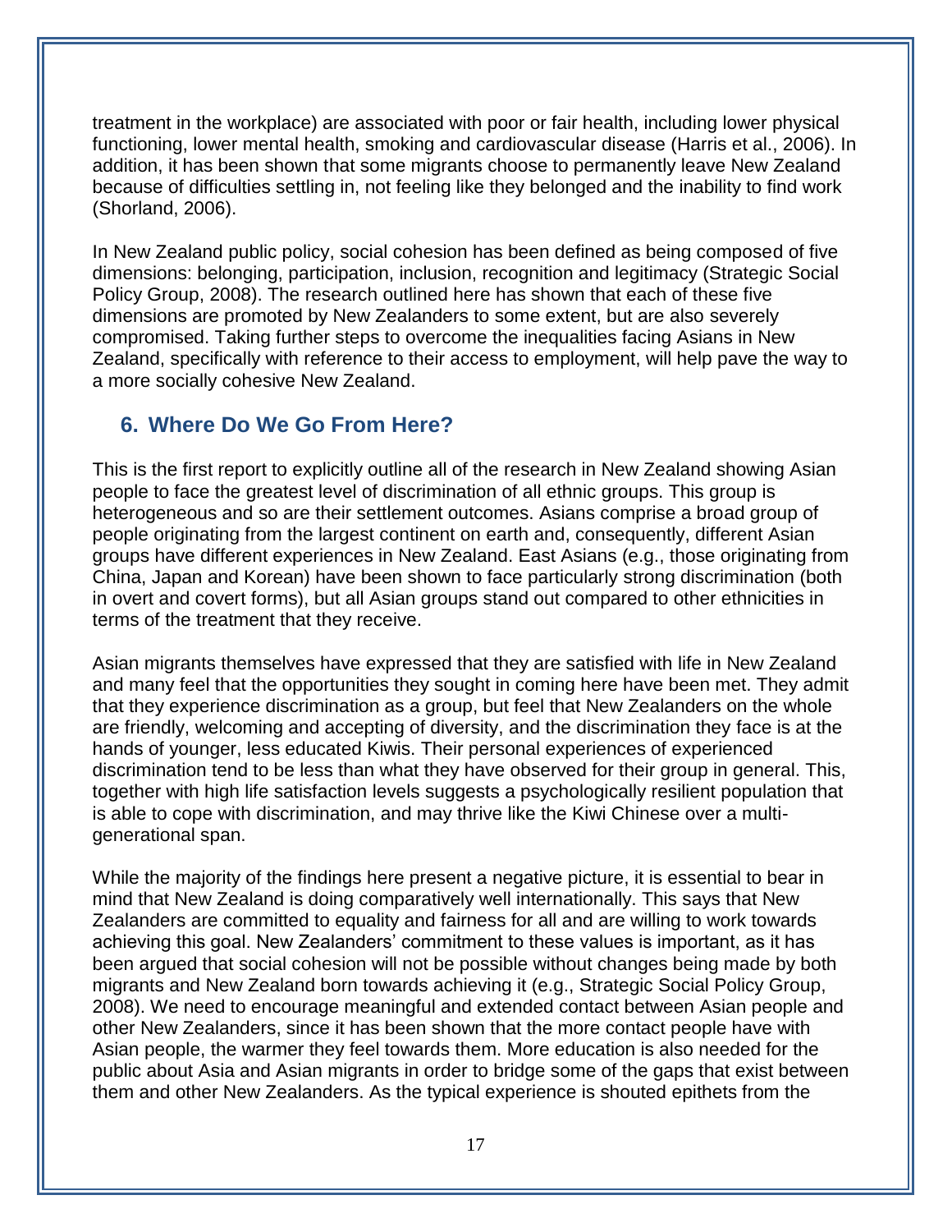treatment in the workplace) are associated with poor or fair health, including lower physical functioning, lower mental health, smoking and cardiovascular disease (Harris et al., 2006). In addition, it has been shown that some migrants choose to permanently leave New Zealand because of difficulties settling in, not feeling like they belonged and the inability to find work (Shorland, 2006).

In New Zealand public policy, social cohesion has been defined as being composed of five dimensions: belonging, participation, inclusion, recognition and legitimacy (Strategic Social Policy Group, 2008). The research outlined here has shown that each of these five dimensions are promoted by New Zealanders to some extent, but are also severely compromised. Taking further steps to overcome the inequalities facing Asians in New Zealand, specifically with reference to their access to employment, will help pave the way to a more socially cohesive New Zealand.

## 6. Where Do We Go From Here?

This is the first report to explicitly outline all of the research in New Zealand showing Asian people to face the greatest level of discrimination of all ethnic groups. This group is heterogeneous and so are their settlement outcomes. Asians comprise a broad group of people originating from the largest continent on earth and, consequently, different Asian groups have different experiences in New Zealand. East Asians (e.g., those originating from China, Japan and Korean) have been shown to face particularly strong discrimination (both in overt and covert forms), but all Asian groups stand out compared to other ethnicities in terms of the treatment that they receive.

Asian migrants themselves have expressed that they are satisfied with life in New Zealand and many feel that the opportunities they sought in coming here have been met. They admit that they experience discrimination as a group, but feel that New Zealanders on the whole are friendly, welcoming and accepting of diversity, and the discrimination they face is at the hands of younger, less educated Kiwis. Their personal experiences of experienced discrimination tend to be less than what they have observed for their group in general. This, together with high life satisfaction levels suggests a psychologically resilient population that is able to cope with discrimination, and may thrive like the Kiwi Chinese over a multi-generational span.

While the majority of the findings here present a negative picture, it is essential to bear in mind that New Zealand is doing comparatively well internationally. This says that New Zealanders are committed to equality and fairness for all and are willing to work towards achieving this goal. New Zealanders' commitment to these values is important, as it has been argued that social cohesion will not be possible without changes being made by both migrants and New Zealand born towards achieving it (e.g., Strategic Social Policy Group, 2008). We need to encourage meaningful and extended contact between Asian people and other New Zealanders, since it has been shown that the more contact people have with Asian people, the warmer they feel towards them. More education is also needed for the public about Asia and Asian migrants in order to bridge some of the gaps that exist between them and other New Zealanders. As the typical experience is shouted epithets from the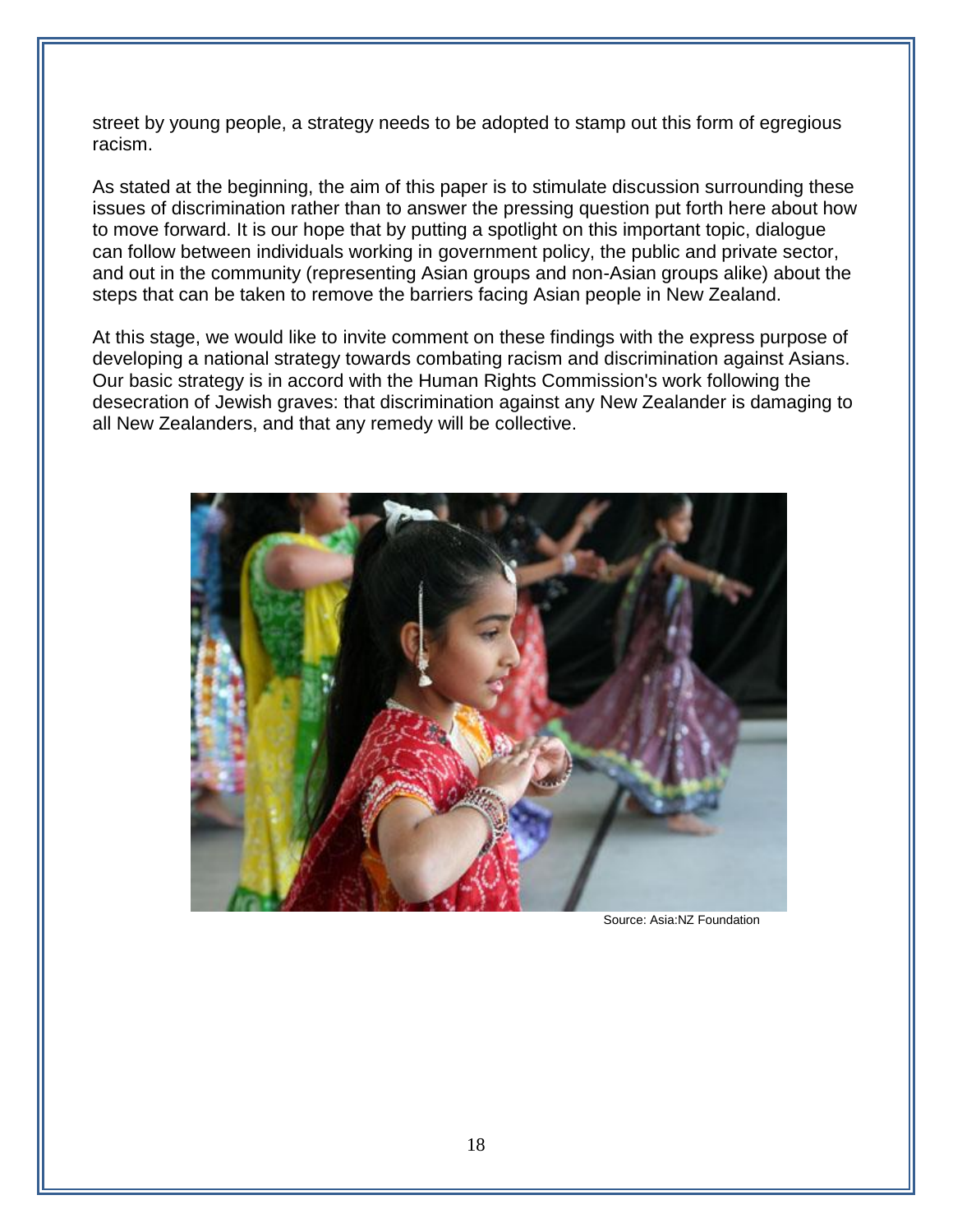street by young people, a strategy needs to be adopted to stamp out this form of egregious racism.

As stated at the beginning, the aim of this paper is to stimulate discussion surrounding these issues of discrimination rather than to answer the pressing question put forth here about how to move forward. It is our hope that by putting a spotlight on this important topic, dialogue can follow between individuals working in government policy, the public and private sector, and out in the community (representing Asian groups and non-Asian groups alike) about the steps that can be taken to remove the barriers facing Asian people in New Zealand.

At this stage, we would like to invite comment on these findings with the express purpose of developing a national strategy towards combating racism and discrimination against Asians. Our basic strategy is in accord with the Human Rights Commission's work following the desecration of Jewish graves: that discrimination against any New Zealander is damaging to all New Zealanders, and that any remedy will be collective.

Source: Asia:NZ Foundation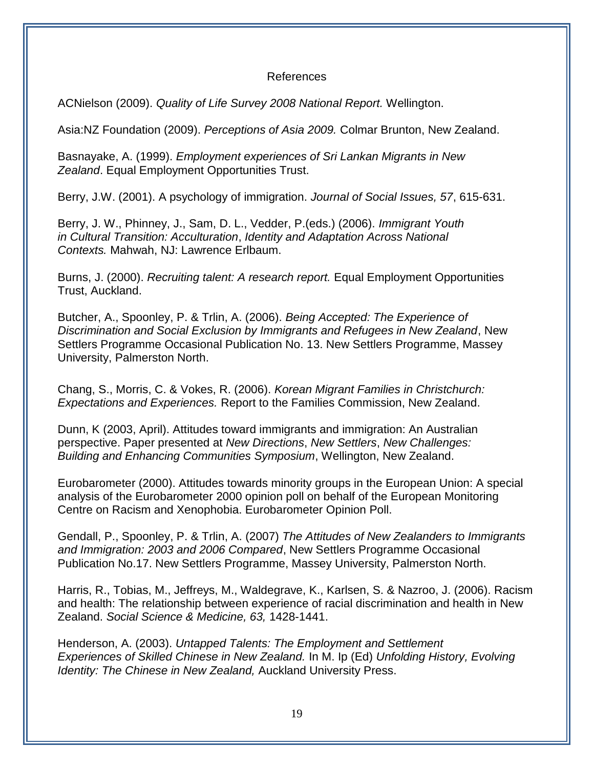# References

ACNielson (2009). *Quality of Life Survey 2008 National Report.* Wellington.

Asia:NZ Foundation (2009). *Perceptions of Asia 2009.* Colmar Brunton, New Zealand.

Basnayake, A. (1999). *Employment experiences of Sri Lankan Migrants in New Zealand*. Equal Employment Opportunities Trust.

Berry, J.W. (2001). A psychology of immigration. *Journal of Social Issues, 57*, 615-631.

Berry, J. W., Phinney, J., Sam, D. L., Vedder, P.(eds.) (2006). *Immigrant Youth in Cultural Transition: Acculturation*, *Identity and Adaptation Across National Contexts.* Mahwah, NJ: Lawrence Erlbaum.

Burns, J. (2000). *Recruiting talent: A research report.* Equal Employment Opportunities Trust, Auckland.

Butcher, A., Spoonley, P. & Trlin, A. (2006). *Being Accepted: The Experience of Discrimination and Social Exclusion by Immigrants and Refugees in New Zealand*, New Settlers Programme Occasional Publication No. 13. New Settlers Programme, Massey University, Palmerston North.

Chang, S., Morris, C. & Vokes, R. (2006). *Korean Migrant Families in Christchurch: Expectations and Experiences.* Report to the Families Commission, New Zealand.

Dunn, K (2003, April). Attitudes toward immigrants and immigration: An Australian perspective. Paper presented at *New Directions*, *New Settlers*, *New Challenges: Building and Enhancing Communities Symposium*, Wellington, New Zealand.

Eurobarometer (2000). Attitudes towards minority groups in the European Union: A special analysis of the Eurobarometer 2000 opinion poll on behalf of the European Monitoring Centre on Racism and Xenophobia. Eurobarometer Opinion Poll.

Gendall, P., Spoonley, P. & Trlin, A. (2007) *The Attitudes of New Zealanders to Immigrants and Immigration: 2003 and 2006 Compared*, New Settlers Programme Occasional Publication No.17. New Settlers Programme, Massey University, Palmerston North.

Harris, R., Tobias, M., Jeffreys, M., Waldegrave, K., Karlsen, S. & Nazroo, J. (2006). Racism and health: The relationship between experience of racial discrimination and health in New Zealand. *Social Science & Medicine, 63,* 1428-1441.

Henderson, A. (2003). *Untapped Talents: The Employment and Settlement Experiences of Skilled Chinese in New Zealand.* In M. Ip (Ed) *Unfolding History, Evolving Identity: The Chinese in New Zealand,* Auckland University Press.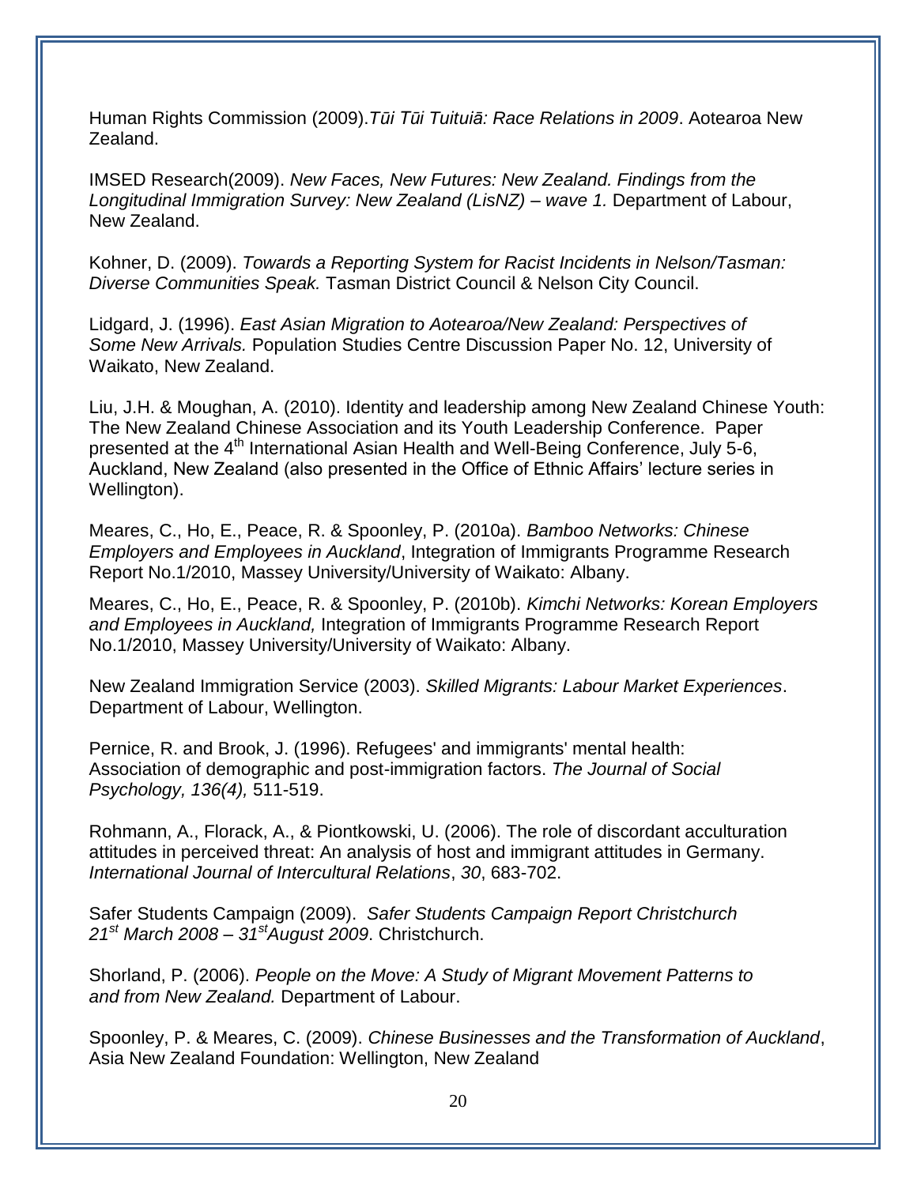Human Rights Commission (2009).*Tūi Tūi Tuituiā: Race Relations in 2009*. Aotearoa New Zealand.

IMSED Research(2009). *New Faces, New Futures: New Zealand. Findings from the Longitudinal Immigration Survey: New Zealand (LisNZ) – wave 1.* Department of Labour, New Zealand.

Kohner, D. (2009). *Towards a Reporting System for Racist Incidents in Nelson/Tasman: Diverse Communities Speak.* Tasman District Council & Nelson City Council.

Lidgard, J. (1996). *East Asian Migration to Aotearoa/New Zealand: Perspectives of Some New Arrivals.* Population Studies Centre Discussion Paper No. 12, University of Waikato, New Zealand.

Liu, J.H. & Moughan, A. (2010). Identity and leadership among New Zealand Chinese Youth: The New Zealand Chinese Association and its Youth Leadership Conference. Paper presented at the 4th International Asian Health and Well-Being Conference, July 5-6, Auckland, New Zealand (also presented in the Office of Ethnic Affairs' lecture series in Wellington).

Meares, C., Ho, E., Peace, R. & Spoonley, P. (2010a). *Bamboo Networks: Chinese Employers and Employees in Auckland*, Integration of Immigrants Programme Research Report No.1/2010, Massey University/University of Waikato: Albany.

Meares, C., Ho, E., Peace, R. & Spoonley, P. (2010b). *Kimchi Networks: Korean Employers and Employees in Auckland,* Integration of Immigrants Programme Research Report No.1/2010, Massey University/University of Waikato: Albany.

New Zealand Immigration Service (2003). *Skilled Migrants: Labour Market Experiences*. Department of Labour, Wellington.

Pernice, R. and Brook, J. (1996). Refugees' and immigrants' mental health: Association of demographic and post-immigration factors. *The Journal of Social Psychology, 136(4),* 511-519.

Rohmann, A., Florack, A., & Piontkowski, U. (2006). The role of discordant acculturation attitudes in perceived threat: An analysis of host and immigrant attitudes in Germany. *International Journal of Intercultural Relations*, *30*, 683-702.

Safer Students Campaign (2009). *Safer Students Campaign Report Christchurch 21st March 2008 – 31st August 2009*. Christchurch.

Shorland, P. (2006). *People on the Move: A Study of Migrant Movement Patterns to and from New Zealand.* Department of Labour.

Spoonley, P. & Meares, C. (2009). *Chinese Businesses and the Transformation of Auckland*, Asia New Zealand Foundation: Wellington, New Zealand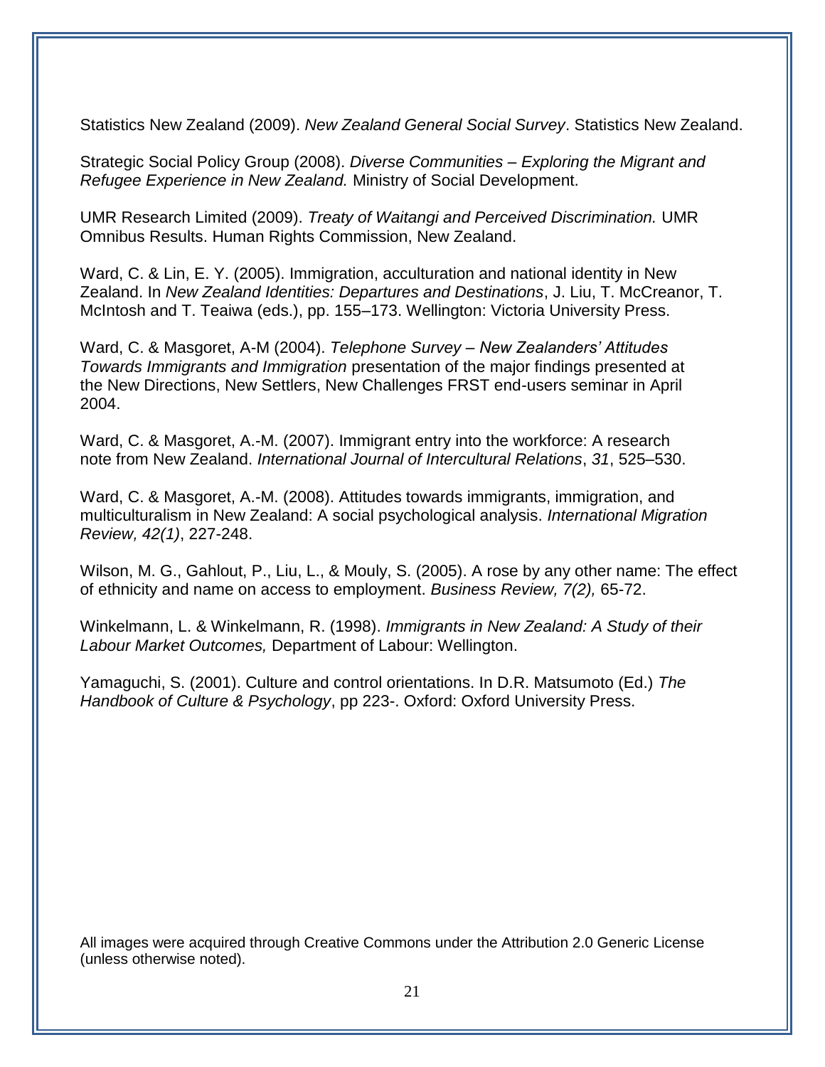Statistics New Zealand (2009). *New Zealand General Social Survey*. Statistics New Zealand.

Strategic Social Policy Group (2008). *Diverse Communities – Exploring the Migrant and Refugee Experience in New Zealand.* Ministry of Social Development.

UMR Research Limited (2009). *Treaty of Waitangi and Perceived Discrimination.* UMR Omnibus Results. Human Rights Commission, New Zealand.

Ward, C. & Lin, E. Y. (2005). Immigration, acculturation and national identity in New Zealand. In *New Zealand Identities: Departures and Destinations*, J. Liu, T. McCreanor, T. McIntosh and T. Teaiwa (eds.), pp. 155–173. Wellington: Victoria University Press.

Ward, C. & Masgoret, A-M (2004). *Telephone Survey – New Zealanders' Attitudes Towards Immigrants and Immigration* presentation of the major findings presented at the New Directions, New Settlers, New Challenges FRST end-users seminar in April 2004.

Ward, C. & Masgoret, A.-M. (2007). Immigrant entry into the workforce: A research note from New Zealand. *International Journal of Intercultural Relations*, *31*, 525–530.

Ward, C. & Masgoret, A.-M. (2008). Attitudes towards immigrants, immigration, and multiculturalism in New Zealand: A social psychological analysis. *International Migration Review, 42(1)*, 227-248.

Wilson, M. G., Gahlout, P., Liu, L., & Mouly, S. (2005). A rose by any other name: The effect of ethnicity and name on access to employment. *Business Review, 7(2),* 65-72.

Winkelmann, L. & Winkelmann, R. (1998). *Immigrants in New Zealand: A Study of their Labour Market Outcomes,* Department of Labour: Wellington.

Yamaguchi, S. (2001). Culture and control orientations. In D.R. Matsumoto (Ed.) *The Handbook of Culture & Psychology*, pp 223-. Oxford: Oxford University Press.

All images were acquired through Creative Commons under the Attribution 2.0 Generic License (unless otherwise noted).